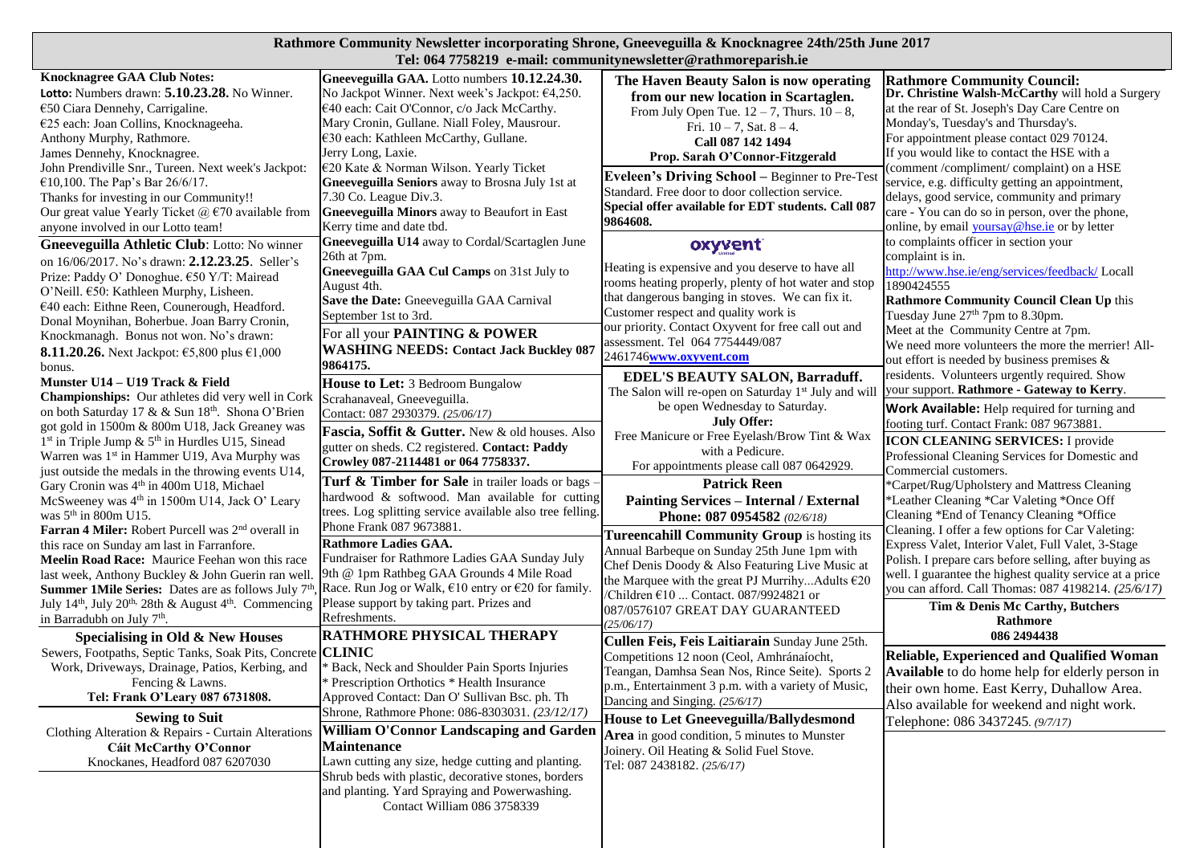# Rathmore Community Newsletter incorporating Shrone, Gneeveguilla & Knocknagree 24th/25th June 2017

**Tel: 064 7758219 e-mail: communitynewsletter@rathmoreparish.ie**

**Knocknagree GAA Club Notes:**
**Lotto:** Numbers drawn: **5.10.23.28.** No Winner.
€50 Ciara Dennehy, Carrigaline.
€25 each: Joan Collins, Knocknageeha.
Anthony Murphy, Rathmore.
James Dennehy, Knocknagree.
John Prendiville Snr., Tureen. Next week's Jackpot: €10,100. The Pap's Bar 26/6/17.
Thanks for investing in our Community!!
Our great value Yearly Ticket @ €70 available from anyone involved in our Lotto team!

**Gneeveguilla Athletic Club**: Lotto: No winner on 16/06/2017. No's drawn: **2.12.23.25**. Seller's Prize: Paddy O' Donoghue. €50 Y/T: Mairead O'Neill. €50: Kathleen Murphy, Lisheen.
€40 each: Eithne Reen, Counerough, Headford.
Donal Moynihan, Boherbue. Joan Barry Cronin, Knockmanagh. Bonus not won. No's drawn: **8.11.20.26.** Next Jackpot: €5,800 plus €1,000 bonus.

**Munster U14 – U19 Track & Field Championships:** Our athletes did very well in Cork on both Saturday 17 & & Sun 18th. Shona O'Brien got gold in 1500m & 800m U18, Jack Greaney was 1st in Triple Jump & 5th in Hurdles U15, Sinead Warren was 1st in Hammer U19, Ava Murphy was just outside the medals in the throwing events U14, Gary Cronin was 4th in 400m U18, Michael McSweeney was 4th in 1500m U14, Jack O' Leary was 5th in 800m U15.

**Farran 4 Miler:** Robert Purcell was 2nd overall in this race on Sunday am last in Farranfore.

**Meelin Road Race:** Maurice Feehan won this race last week, Anthony Buckley & John Guerin ran well.

**Summer 1Mile Series:** Dates are as follows July 7th, July 14th, July 20th, 28th & August 4th. Commencing in Barradubh on July 7th.

**Specialising in Old & New Houses**
Sewers, Footpaths, Septic Tanks, Soak Pits, Concrete Work, Driveways, Drainage, Patios, Kerbing, and Fencing & Lawns.
**Tel: Frank O'Leary 087 6731808.**

**Sewing to Suit**
Clothing Alteration & Repairs - Curtain Alterations
**Cáit McCarthy O'Connor**
Knockanes, Headford 087 6207030

**Gneeveguilla GAA.** Lotto numbers **10.12.24.30.** No Jackpot Winner. Next week's Jackpot: €4,250.
€40 each: Cait O'Connor, c/o Jack McCarthy.
Mary Cronin, Gullane. Niall Foley, Mausrour.
€30 each: Kathleen McCarthy, Gullane.
Jerry Long, Laxie.
€20 Kate & Norman Wilson. Yearly Ticket

**Gneeveguilla Seniors** away to Brosna July 1st at 7.30 Co. League Div.3.

**Gneeveguilla Minors** away to Beaufort in East Kerry time and date tbd.

**Gneeveguilla U14** away to Cordal/Scartaglen June 26th at 7pm.

**Gneeveguilla GAA Cul Camps** on 31st July to August 4th.

**Save the Date:** Gneeveguilla GAA Carnival September 1st to 3rd.

For all your **PAINTING & POWER WASHING NEEDS: Contact Jack Buckley 087 9864175.**

**House to Let:** 3 Bedroom Bungalow Scrahanaveal, Gneeveguilla.
Contact: 087 2930379. *(25/06/17)*

**Fascia, Soffit & Gutter.** New & old houses. Also gutter on sheds. C2 registered. **Contact: Paddy Crowley 087-2114481 or 064 7758337.**

**Turf & Timber for Sale** in trailer loads or bags – hardwood & softwood. Man available for cutting trees. Log splitting service available also tree felling. Phone Frank 087 9673881.

**Rathmore Ladies GAA.**
Fundraiser for Rathmore Ladies GAA Sunday July 9th @ 1pm Rathbeg GAA Grounds 4 Mile Road Race. Run Jog or Walk, €10 entry or €20 for family. Please support by taking part. Prizes and Refreshments.

**RATHMORE PHYSICAL THERAPY CLINIC**
* Back, Neck and Shoulder Pain Sports Injuries
* Prescription Orthotics * Health Insurance
Approved Contact: Dan O' Sullivan Bsc. ph. Th
Shrone, Rathmore Phone: 086-8303031. *(23/12/17)*

**William O'Connor Landscaping and Garden Maintenance**
Lawn cutting any size, hedge cutting and planting. Shrub beds with plastic, decorative stones, borders and planting. Yard Spraying and Powerwashing.
Contact William 086 3758339

**The Haven Beauty Salon is now operating from our new location in Scartaglen.**
From July Open Tue. 12 – 7, Thurs. 10 – 8,
Fri. 10 – 7, Sat. 8 – 4.
**Call 087 142 1494**
**Prop. Sarah O'Connor-Fitzgerald**

**Eveleen's Driving School –** Beginner to Pre-Test Standard. Free door to door collection service.
**Special offer available for EDT students. Call 087 9864608.**

**oxyvent**
Heating is expensive and you deserve to have all rooms heating properly, plenty of hot water and stop that dangerous banging in stoves. We can fix it. Customer respect and quality work is our priority. Contact Oxyvent for free call out and assessment. Tel 064 7754449/087 2461746www.oxyvent.com

**EDEL'S BEAUTY SALON, Barraduff.**
The Salon will re-open on Saturday 1st July and will be open Wednesday to Saturday.
**July Offer:**
Free Manicure or Free Eyelash/Brow Tint & Wax with a Pedicure.
For appointments please call 087 0642929.

**Patrick Reen**
**Painting Services – Internal / External**
**Phone: 087 0954582** *(02/6/18)*

**Tureencahill Community Group** is hosting its Annual Barbeque on Sunday 25th June 1pm with Chef Denis Doody & Also Featuring Live Music at the Marquee with the great PJ Murrihy...Adults €20 /Children €10 ... Contact. 087/9924821 or 087/0576107 GREAT DAY GUARANTEED *(25/06/17)*

**Cullen Feis, Feis Laitiarain** Sunday June 25th. Competitions 12 noon (Ceol, Amhránaíocht, Teangan, Damhsa Sean Nos, Rince Seite). Sports 2 p.m., Entertainment 3 p.m. with a variety of Music, Dancing and Singing. *(25/6/17)*

**House to Let Gneeveguilla/Ballydesmond Area** in good condition, 5 minutes to Munster Joinery. Oil Heating & Solid Fuel Stove.
Tel: 087 2438182. *(25/6/17)*

**Rathmore Community Council:**
**Dr. Christine Walsh-McCarthy** will hold a Surgery at the rear of St. Joseph's Day Care Centre on Monday's, Tuesday's and Thursday's.
For appointment please contact 029 70124.
If you would like to contact the HSE with a (comment /compliment/ complaint) on a HSE service, e.g. difficulty getting an appointment, delays, good service, community and primary care - You can do so in person, over the phone, online, by email yoursay@hse.ie or by letter to complaints officer in section your complaint is in.
http://www.hse.ie/eng/services/feedback/ Locall 1890424555

**Rathmore Community Council Clean Up** this Tuesday June 27th 7pm to 8.30pm.
Meet at the Community Centre at 7pm.
We need more volunteers the more the merrier! All-out effort is needed by business premises & residents. Volunteers urgently required. Show your support. **Rathmore - Gateway to Kerry**.

**Work Available:** Help required for turning and footing turf. Contact Frank: 087 9673881.

**ICON CLEANING SERVICES:** I provide Professional Cleaning Services for Domestic and Commercial customers.
*Carpet/Rug/Upholstery and Mattress Cleaning
*Leather Cleaning *Car Valeting *Once Off Cleaning *End of Tenancy Cleaning *Office Cleaning. I offer a few options for Car Valeting: Express Valet, Interior Valet, Full Valet, 3-Stage Polish. I prepare cars before selling, after buying as well. I guarantee the highest quality service at a price you can afford. Call Thomas: 087 4198214. *(25/6/17)*

**Tim & Denis Mc Carthy, Butchers**
**Rathmore**
**086 2494438**

**Reliable, Experienced and Qualified Woman Available** to do home help for elderly person in their own home. East Kerry, Duhallow Area. Also available for weekend and night work. Telephone: 086 3437245. *(9/7/17)*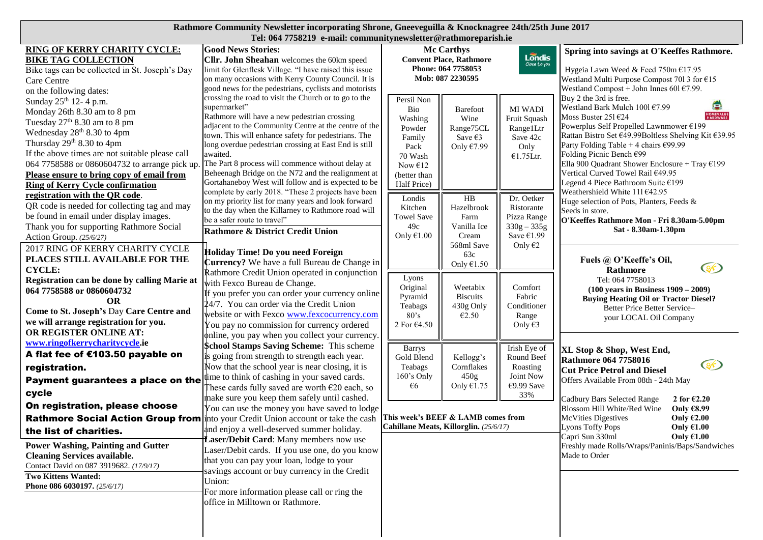# Rathmore Community Newsletter incorporating Shrone, Gneeveguilla & Knocknagree 24th/25th June 2017

Tel: 064 7758219 e-mail: communitynewsletter@rathmoreparish.ie

## RING OF KERRY CHARITY CYCLE: BIKE TAG COLLECTION

Bike tags can be collected in St. Joseph's Day Care Centre on the following dates:

Sunday 25th 12- 4 p.m.
Monday 26th 8.30 am to 8 pm
Tuesday 27th 8.30 am to 8 pm
Wednesday 28th 8.30 to 4pm
Thursday 29th 8.30 to 4pm

If the above times are not suitable please call 064 7758588 or 0860604732 to arrange pick up.

**Please ensure to bring copy of email from Ring of Kerry Cycle confirmation registration with the QR code.**

QR code is needed for collecting tag and may be found in email under display images.

Thank you for supporting Rathmore Social Action Group. *(25/6/27)*

## 2017 RING OF KERRY CHARITY CYCLE PLACES STILL AVAILABLE FOR THE CYCLE:

**Registration can be done by calling Marie at 064 7758588 or 0860604732**

**OR**

**Come to St. Joseph's Day Care Centre and we will arrange registration for you.**

**OR REGISTER ONLINE AT:**

**www.ringofkerrycharitycycle.ie**

**A flat fee of €103.50 payable on registration.**

**Payment guarantees a place on the cycle**

**On registration, please choose Rathmore Social Action Group from the list of charities.**

**Power Washing, Painting and Gutter Cleaning Services available.**
Contact David on 087 3919682. *(17/9/17)*

**Two Kittens Wanted:**
**Phone 086 6030197.** *(25/6/17)*

## Good News Stories:

**Cllr. John Sheahan** welcomes the 60km speed limit for Glenflesk Village. "I have raised this issue on many occasions with Kerry County Council. It is good news for the pedestrians, cyclists and motorists crossing the road to visit the Church or to go to the supermarket"

Rathmore will have a new pedestrian crossing adjacent to the Community Centre at the centre of the town. This will enhance safety for pedestrians. The long overdue pedestrian crossing at East End is still awaited.

The Part 8 process will commence without delay at Beheenagh Bridge on the N72 and the realignment at Gortahaneboy West will follow and is expected to be complete by early 2018. "These 2 projects have been on my priority list for many years and look forward to the day when the Killarney to Rathmore road will be a safer route to travel"

## Rathmore & District Credit Union

**Holiday Time! Do you need Foreign Currency?** We have a full Bureau de Change in Rathmore Credit Union operated in conjunction with Fexco Bureau de Change.

If you prefer you can order your currency online 24/7. You can order via the Credit Union website or with Fexco www.fexcocurrency.com You pay no commission for currency ordered online, you pay when you collect your currency.

**School Stamps Savings Scheme:** This scheme is going from strength to strength each year. Now that the school year is near closing, it is time to think of cashing in your saved cards. These cards fully saved are worth €20 each, so make sure you keep them safely until cashed. You can use the money you have saved to lodge into your Credit Union account or take the cash and enjoy a well-deserved summer holiday.

**Laser/Debit Card**: Many members now use Laser/Debit cards. If you use one, do you know that you can pay your loan, lodge to your savings account or buy currency in the Credit Union:

For more information please call or ring the office in Milltown or Rathmore.

## Mc Carthys
**Convent Place, Rathmore**
**Phone: 064 7758053**
**Mob: 087 2230595**

Londis

| | | |
|---|---|---|
| Persil Non Bio Washing Powder Family Pack 70 Wash Now €12 (better than Half Price) | Barefoot Wine Range75CL Save €3 Only €7.99 | MI WADI Fruit Squash Range1Ltr Save 42c Only €1.75Ltr. |
| Londis Kitchen Towel Save 49c Only €1.00 | HB Hazelbrook Farm Vanilla Ice Cream 568ml Save 63c Only €1.50 | Dr. Oetker Ristorante Pizza Range 330g – 335g Save €1.99 Only €2 |
| Lyons Original Pyramid Teabags 80's 2 For €4.50 | Weetabix Biscuits 430g Only €2.50 | Comfort Fabric Conditioner Range Only €3 |
| Barrys Gold Blend Teabags 160's Only €6 | Kellogg's Cornflakes 450g Only €1.75 | Irish Eye of Round Beef Roasting Joint Now €9.99 Save 33% |

**This week's BEEF & LAMB comes from Cahillane Meats, Killorglin.** *(25/6/17)*

## Spring into savings at O'Keeffes Rathmore.

Hygeia Lawn Weed & Feed 750m €17.95
Westland Multi Purpose Compost 70l 3 for €15
Westland Compost + John Innes 60l €7.99.
Buy 2 the 3rd is free.
Westland Bark Mulch 100l €7.99
Moss Buster 25l €24
Powerplus Self Propelled Lawnmower €199
Rattan Bistro Set €49.99Boltless Shelving Kit €39.95
Party Folding Table + 4 chairs €99.99
Folding Picnic Bench €99
Ella 900 Quadrant Shower Enclosure + Tray €199
Vertical Curved Towel Rail €49.95
Legend 4 Piece Bathroom Suite €199
Weathershield White 11l €42.95
Huge selection of Pots, Planters, Feeds & Seeds in store.

**O'Keeffes Rathmore Mon - Fri 8.30am-5.00pm Sat - 8.30am-1.30pm**

## Fuels @ O'Keeffe's Oil, Rathmore

Tel: 064 7758013

**(100 years in Business 1909 – 2009)**

**Buying Heating Oil or Tractor Diesel?**

Better Price Better Service– your LOCAL Oil Company

## XL Stop & Shop, West End, Rathmore 064 7758016

**Cut Price Petrol and Diesel**

Offers Available From 08th - 24th May

| | |
|---|---|
| Cadbury Bars Selected Range | **2 for €2.20** |
| Blossom Hill White/Red Wine | **Only €8.99** |
| McVities Digestives | **Only €2.00** |
| Lyons Toffy Pops | **Only €1.00** |
| Capri Sun 330ml | **Only €1.00** |

Freshly made Rolls/Wraps/Paninis/Baps/Sandwiches Made to Order